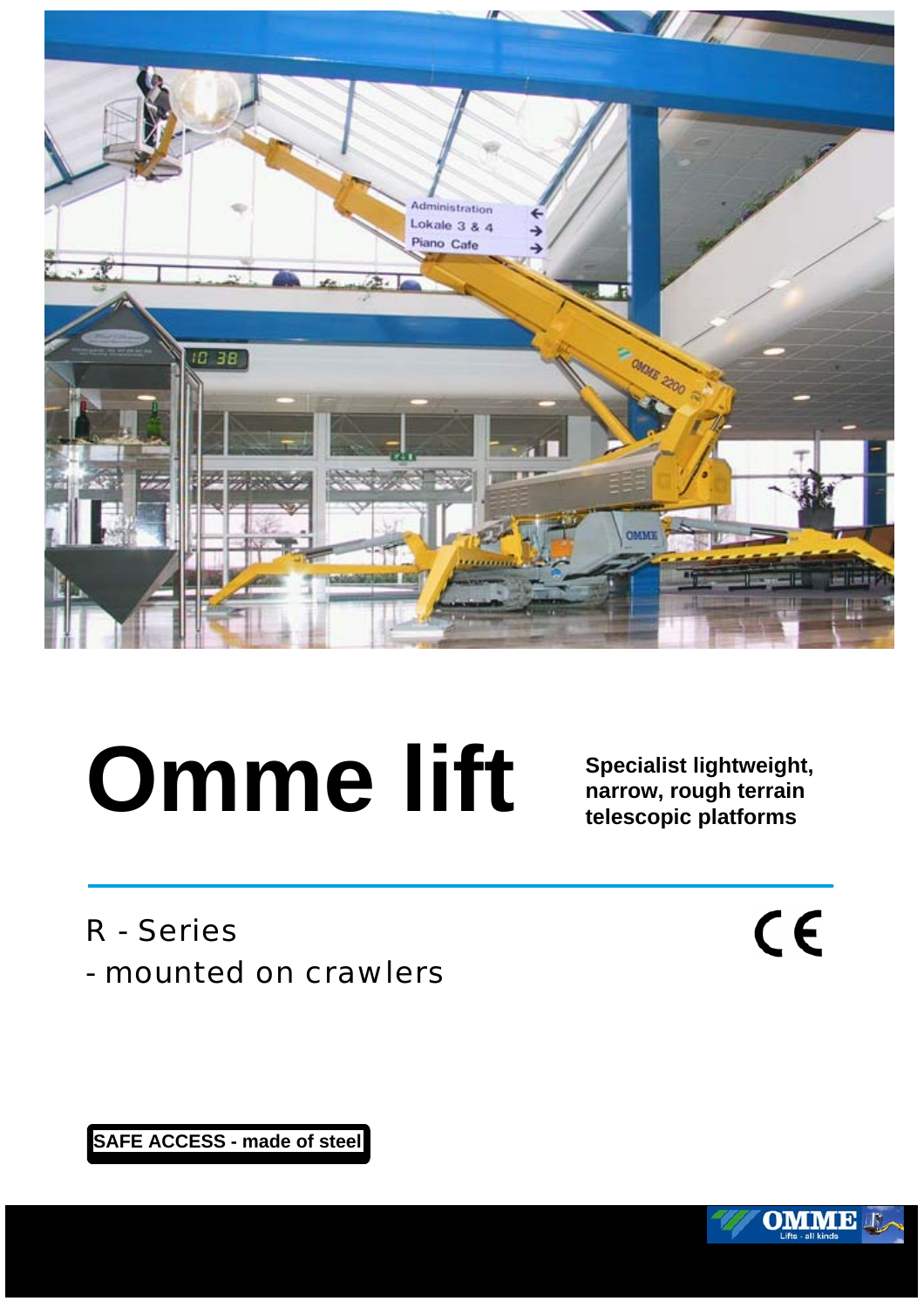# Omme lift

**Specialist lightweight, narrow, rough terrain telescopic platforms**

R - Series
- mounted on crawlers

CE

**SAFE ACCESS - made of steel**

OMME Lifts - all kinds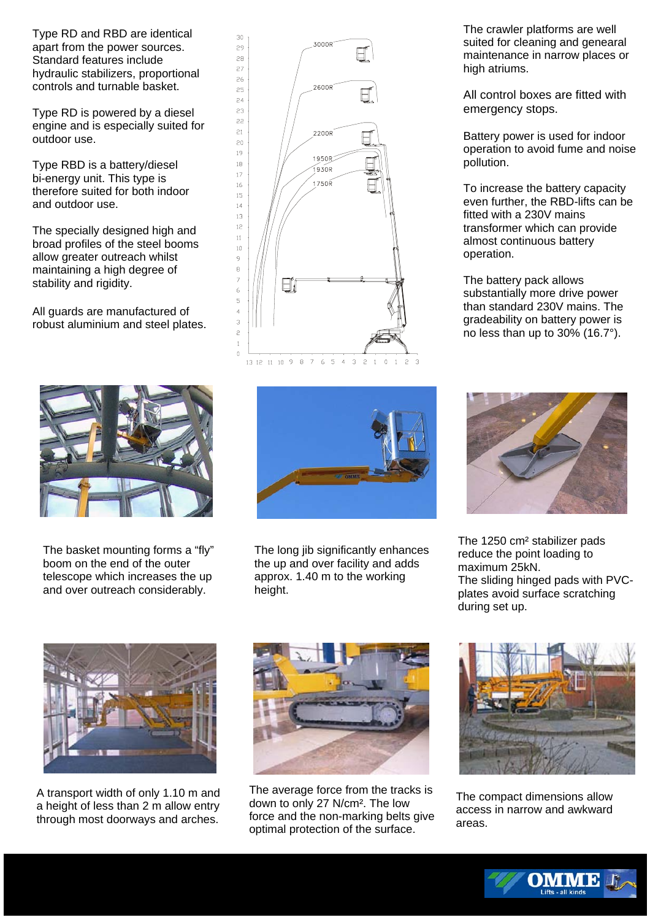Type RD and RBD are identical apart from the power sources. Standard features include hydraulic stabilizers, proportional controls and turnable basket.

Type RD is powered by a diesel engine and is especially suited for outdoor use.

Type RBD is a battery/diesel bi-energy unit. This type is therefore suited for both indoor and outdoor use.

The specially designed high and broad profiles of the steel booms allow greater outreach whilst maintaining a high degree of stability and rigidity.

All guards are manufactured of robust aluminium and steel plates.

The crawler platforms are well suited for cleaning and genearal maintenance in narrow places or high atriums.

All control boxes are fitted with emergency stops.

Battery power is used for indoor operation to avoid fume and noise pollution.

To increase the battery capacity even further, the RBD-lifts can be fitted with a 230V mains transformer which can provide almost continuous battery operation.

The battery pack allows substantially more drive power than standard 230V mains. The gradeability on battery power is no less than up to 30% (16.7°).

The basket mounting forms a "fly" boom on the end of the outer telescope which increases the up and over outreach considerably.

The long jib significantly enhances the up and over facility and adds approx. 1.40 m to the working height.

The 1250 cm² stabilizer pads reduce the point loading to maximum 25kN.
The sliding hinged pads with PVC-plates avoid surface scratching during set up.

A transport width of only 1.10 m and a height of less than 2 m allow entry through most doorways and arches.

The average force from the tracks is down to only 27 N/cm². The low force and the non-marking belts give optimal protection of the surface.

The compact dimensions allow access in narrow and awkward areas.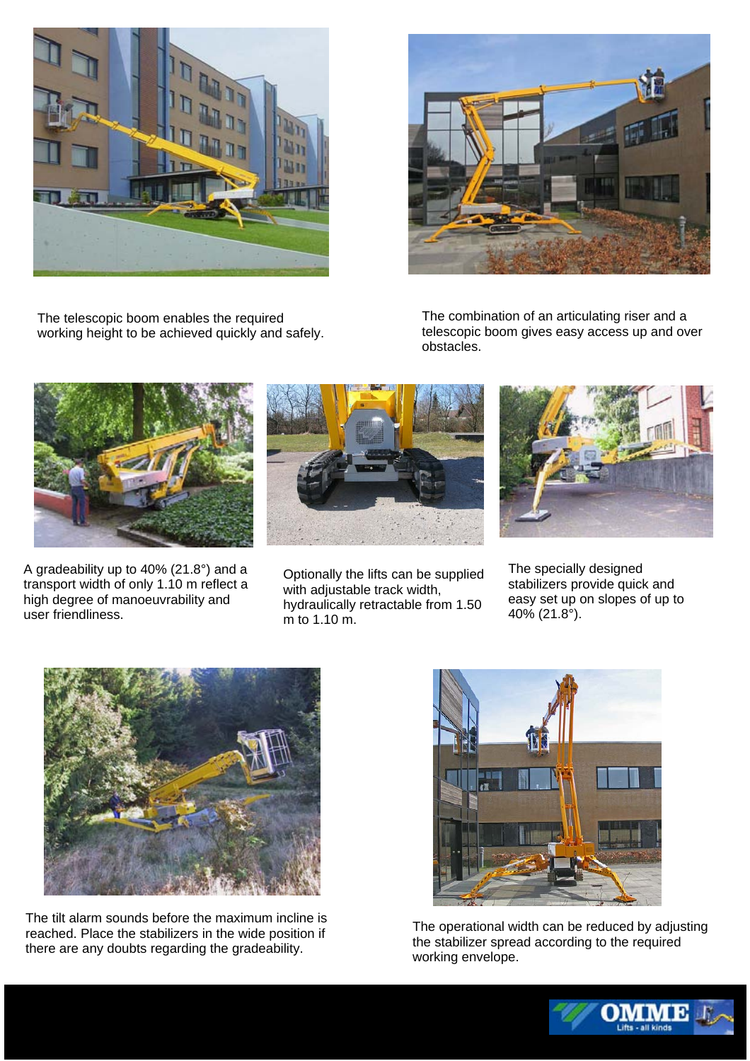The telescopic boom enables the required working height to be achieved quickly and safely.

The combination of an articulating riser and a telescopic boom gives easy access up and over obstacles.

A gradeability up to 40% (21.8°) and a transport width of only 1.10 m reflect a high degree of manoeuvrability and user friendliness.

Optionally the lifts can be supplied with adjustable track width, hydraulically retractable from 1.50 m to 1.10 m.

The specially designed stabilizers provide quick and easy set up on slopes of up to 40% (21.8°).

The tilt alarm sounds before the maximum incline is reached. Place the stabilizers in the wide position if there are any doubts regarding the gradeability.

The operational width can be reduced by adjusting the stabilizer spread according to the required working envelope.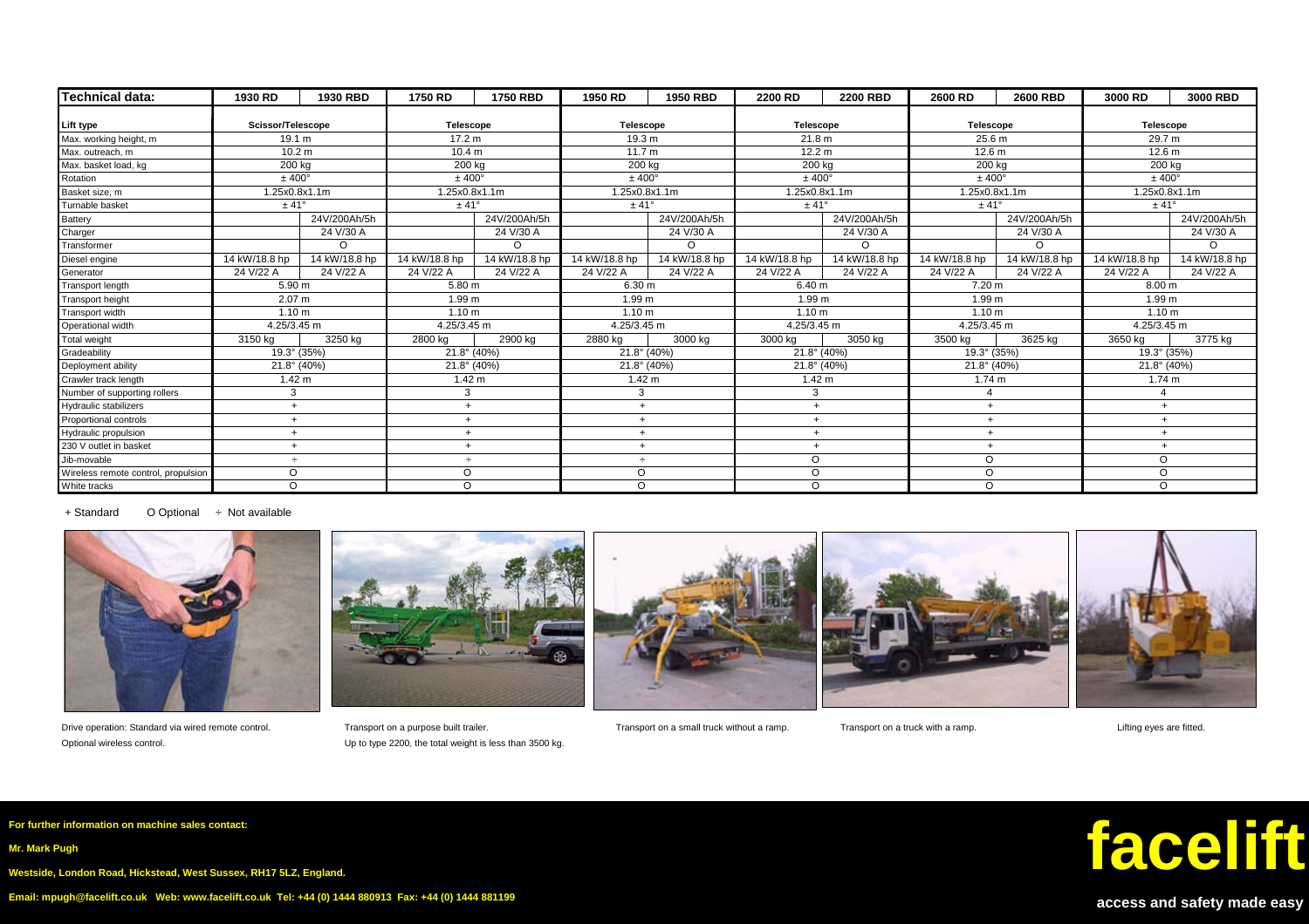| Technical data: | 1930 RD | 1930 RBD | 1750 RD | 1750 RBD | 1950 RD | 1950 RBD | 2200 RD | 2200 RBD | 2600 RD | 2600 RBD | 3000 RD | 3000 RBD |
|---|---|---|---|---|---|---|---|---|---|---|---|---|
| **Lift type** | **Scissor/Telescope** | | **Telescope** | | **Telescope** | | **Telescope** | | **Telescope** | | **Telescope** | |
| Max. working height, m | 19.1 m | | 17.2 m | | 19.3 m | | 21.8 m | | 25.6 m | | 29.7 m | |
| Max. outreach, m | 10.2 m | | 10.4 m | | 11.7 m | | 12.2 m | | 12.6 m | | 12.6 m | |
| Max. basket load, kg | 200 kg | | 200 kg | | 200 kg | | 200 kg | | 200 kg | | 200 kg | |
| Rotation | ± 400° | | ± 400° | | ± 400° | | ± 400° | | ± 400° | | ± 400° | |
| Basket size, m | 1.25x0.8x1.1m | | 1.25x0.8x1.1m | | 1.25x0.8x1.1m | | 1.25x0.8x1.1m | | 1.25x0.8x1.1m | | 1.25x0.8x1.1m | |
| Turnable basket | ± 41° | | ± 41° | | ± 41° | | ± 41° | | ± 41° | | ± 41° | |
| Battery | | 24V/200Ah/5h | | 24V/200Ah/5h | | 24V/200Ah/5h | | 24V/200Ah/5h | | 24V/200Ah/5h | | 24V/200Ah/5h |
| Charger | | 24 V/30 A | | 24 V/30 A | | 24 V/30 A | | 24 V/30 A | | 24 V/30 A | | 24 V/30 A |
| Transformer | | O | | O | | O | | O | | O | | O |
| Diesel engine | 14 kW/18.8 hp | 14 kW/18.8 hp | 14 kW/18.8 hp | 14 kW/18.8 hp | 14 kW/18.8 hp | 14 kW/18.8 hp | 14 kW/18.8 hp | 14 kW/18.8 hp | 14 kW/18.8 hp | 14 kW/18.8 hp | 14 kW/18.8 hp | 14 kW/18.8 hp |
| Generator | 24 V/22 A | 24 V/22 A | 24 V/22 A | 24 V/22 A | 24 V/22 A | 24 V/22 A | 24 V/22 A | 24 V/22 A | 24 V/22 A | 24 V/22 A | 24 V/22 A | 24 V/22 A |
| Transport length | 5.90 m | | 5.80 m | | 6.30 m | | 6.40 m | | 7.20 m | | 8.00 m | |
| Transport height | 2.07 m | | 1.99 m | | 1.99 m | | 1.99 m | | 1.99 m | | 1.99 m | |
| Transport width | 1.10 m | | 1.10 m | | 1.10 m | | 1.10 m | | 1.10 m | | 1.10 m | |
| Operational width | 4.25/3.45 m | | 4.25/3.45 m | | 4.25/3.45 m | | 4.25/3.45 m | | 4.25/3.45 m | | 4.25/3.45 m | |
| Total weight | 3150 kg | 3250 kg | 2800 kg | 2900 kg | 2880 kg | 3000 kg | 3000 kg | 3050 kg | 3500 kg | 3625 kg | 3650 kg | 3775 kg |
| Gradeability | 19.3° (35%) | | 21.8° (40%) | | 21.8° (40%) | | 21.8° (40%) | | 19.3° (35%) | | 19.3° (35%) | |
| Deployment ability | 21.8° (40%) | | 21.8° (40%) | | 21.8° (40%) | | 21.8° (40%) | | 21.8° (40%) | | 21.8° (40%) | |
| Crawler track length | 1.42 m | | 1.42 m | | 1.42 m | | 1.42 m | | 1.74 m | | 1.74 m | |
| Number of supporting rollers | 3 | | 3 | | 3 | | 3 | | 4 | | 4 | |
| Hydraulic stabilizers | + | | + | | + | | + | | + | | + | |
| Proportional controls | + | | + | | + | | + | | + | | + | |
| Hydraulic propulsion | + | | + | | + | | + | | + | | + | |
| 230 V outlet in basket | + | | + | | + | | + | | + | | + | |
| Jib-movable | ÷ | | ÷ | | ÷ | | O | | O | | O | |
| Wireless remote control, propulsion | O | | O | | O | | O | | O | | O | |
| White tracks | O | | O | | O | | O | | O | | O | |

\+ Standard O Optional ÷ Not available

Drive operation: Standard via wired remote control.
Optional wireless control.

Transport on a purpose built trailer.
Up to type 2200, the total weight is less than 3500 kg.

Transport on a small truck without a ramp.

Transport on a truck with a ramp.

Lifting eyes are fitted.

**For further information on machine sales contact:**

**Mr. Mark Pugh**

**Westside, London Road, Hickstead, West Sussex, RH17 5LZ, England.**

**Email: mpugh@facelift.co.uk Web: www.facelift.co.uk Tel: +44 (0) 1444 880913 Fax: +44 (0) 1444 881199**

**facelift**

**access and safety made easy**